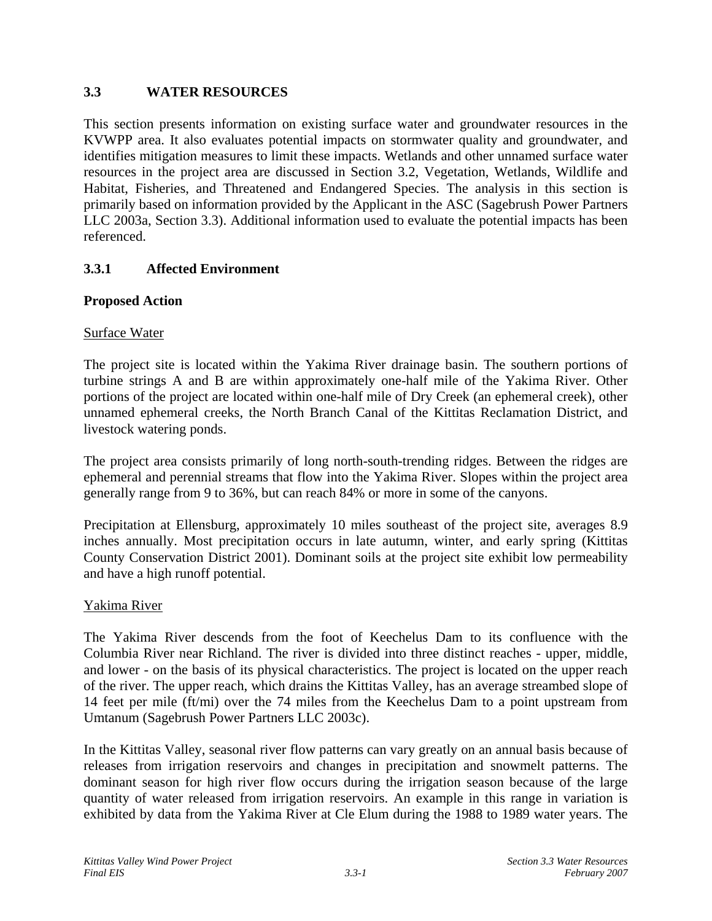## 3.3 WATER RESOURCES

This section presents information on existing surface water and groundwater resources in the KVWPP area. It also evaluates potential impacts on stormwater quality and groundwater, and identifies mitigation measures to limit these impacts. Wetlands and other unnamed surface water resources in the project area are discussed in Section 3.2, Vegetation, Wetlands, Wildlife and Habitat, Fisheries, and Threatened and Endangered Species. The analysis in this section is primarily based on information provided by the Applicant in the ASC (Sagebrush Power Partners LLC 2003a, Section 3.3). Additional information used to evaluate the potential impacts has been referenced.

### 3.3.1 Affected Environment

**Proposed Action**

<u>Surface Water</u>

The project site is located within the Yakima River drainage basin. The southern portions of turbine strings A and B are within approximately one-half mile of the Yakima River. Other portions of the project are located within one-half mile of Dry Creek (an ephemeral creek), other unnamed ephemeral creeks, the North Branch Canal of the Kittitas Reclamation District, and livestock watering ponds.

The project area consists primarily of long north-south-trending ridges. Between the ridges are ephemeral and perennial streams that flow into the Yakima River. Slopes within the project area generally range from 9 to 36%, but can reach 84% or more in some of the canyons.

Precipitation at Ellensburg, approximately 10 miles southeast of the project site, averages 8.9 inches annually. Most precipitation occurs in late autumn, winter, and early spring (Kittitas County Conservation District 2001). Dominant soils at the project site exhibit low permeability and have a high runoff potential.

<u>Yakima River</u>

The Yakima River descends from the foot of Keechelus Dam to its confluence with the Columbia River near Richland. The river is divided into three distinct reaches - upper, middle, and lower - on the basis of its physical characteristics. The project is located on the upper reach of the river. The upper reach, which drains the Kittitas Valley, has an average streambed slope of 14 feet per mile (ft/mi) over the 74 miles from the Keechelus Dam to a point upstream from Umtanum (Sagebrush Power Partners LLC 2003c).

In the Kittitas Valley, seasonal river flow patterns can vary greatly on an annual basis because of releases from irrigation reservoirs and changes in precipitation and snowmelt patterns. The dominant season for high river flow occurs during the irrigation season because of the large quantity of water released from irrigation reservoirs. An example in this range in variation is exhibited by data from the Yakima River at Cle Elum during the 1988 to 1989 water years. The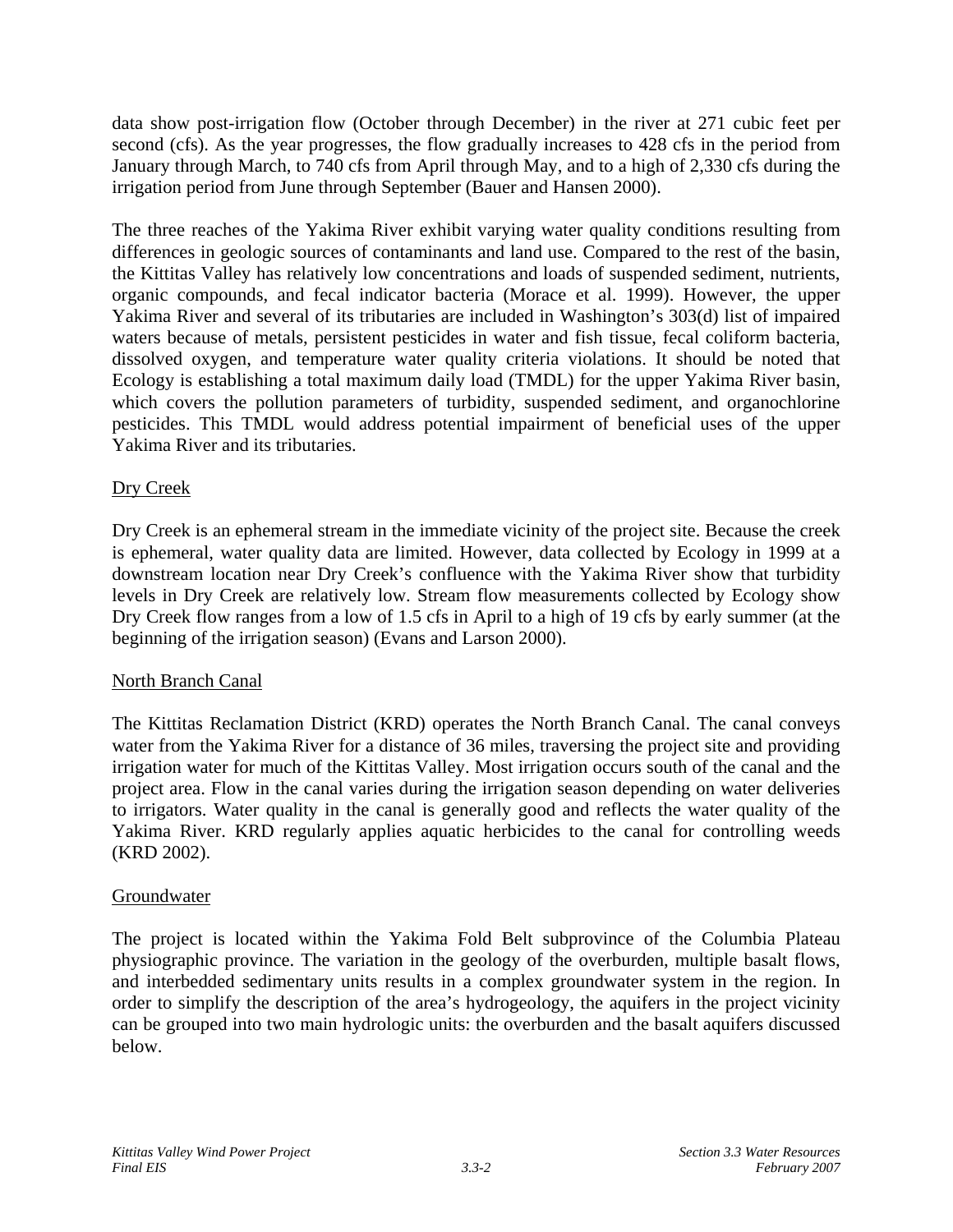data show post-irrigation flow (October through December) in the river at 271 cubic feet per second (cfs). As the year progresses, the flow gradually increases to 428 cfs in the period from January through March, to 740 cfs from April through May, and to a high of 2,330 cfs during the irrigation period from June through September (Bauer and Hansen 2000).

The three reaches of the Yakima River exhibit varying water quality conditions resulting from differences in geologic sources of contaminants and land use. Compared to the rest of the basin, the Kittitas Valley has relatively low concentrations and loads of suspended sediment, nutrients, organic compounds, and fecal indicator bacteria (Morace et al. 1999). However, the upper Yakima River and several of its tributaries are included in Washington's 303(d) list of impaired waters because of metals, persistent pesticides in water and fish tissue, fecal coliform bacteria, dissolved oxygen, and temperature water quality criteria violations. It should be noted that Ecology is establishing a total maximum daily load (TMDL) for the upper Yakima River basin, which covers the pollution parameters of turbidity, suspended sediment, and organochlorine pesticides. This TMDL would address potential impairment of beneficial uses of the upper Yakima River and its tributaries.

### Dry Creek

Dry Creek is an ephemeral stream in the immediate vicinity of the project site. Because the creek is ephemeral, water quality data are limited. However, data collected by Ecology in 1999 at a downstream location near Dry Creek's confluence with the Yakima River show that turbidity levels in Dry Creek are relatively low. Stream flow measurements collected by Ecology show Dry Creek flow ranges from a low of 1.5 cfs in April to a high of 19 cfs by early summer (at the beginning of the irrigation season) (Evans and Larson 2000).

### North Branch Canal

The Kittitas Reclamation District (KRD) operates the North Branch Canal. The canal conveys water from the Yakima River for a distance of 36 miles, traversing the project site and providing irrigation water for much of the Kittitas Valley. Most irrigation occurs south of the canal and the project area. Flow in the canal varies during the irrigation season depending on water deliveries to irrigators. Water quality in the canal is generally good and reflects the water quality of the Yakima River. KRD regularly applies aquatic herbicides to the canal for controlling weeds (KRD 2002).

### Groundwater

The project is located within the Yakima Fold Belt subprovince of the Columbia Plateau physiographic province. The variation in the geology of the overburden, multiple basalt flows, and interbedded sedimentary units results in a complex groundwater system in the region. In order to simplify the description of the area's hydrogeology, the aquifers in the project vicinity can be grouped into two main hydrologic units: the overburden and the basalt aquifers discussed below.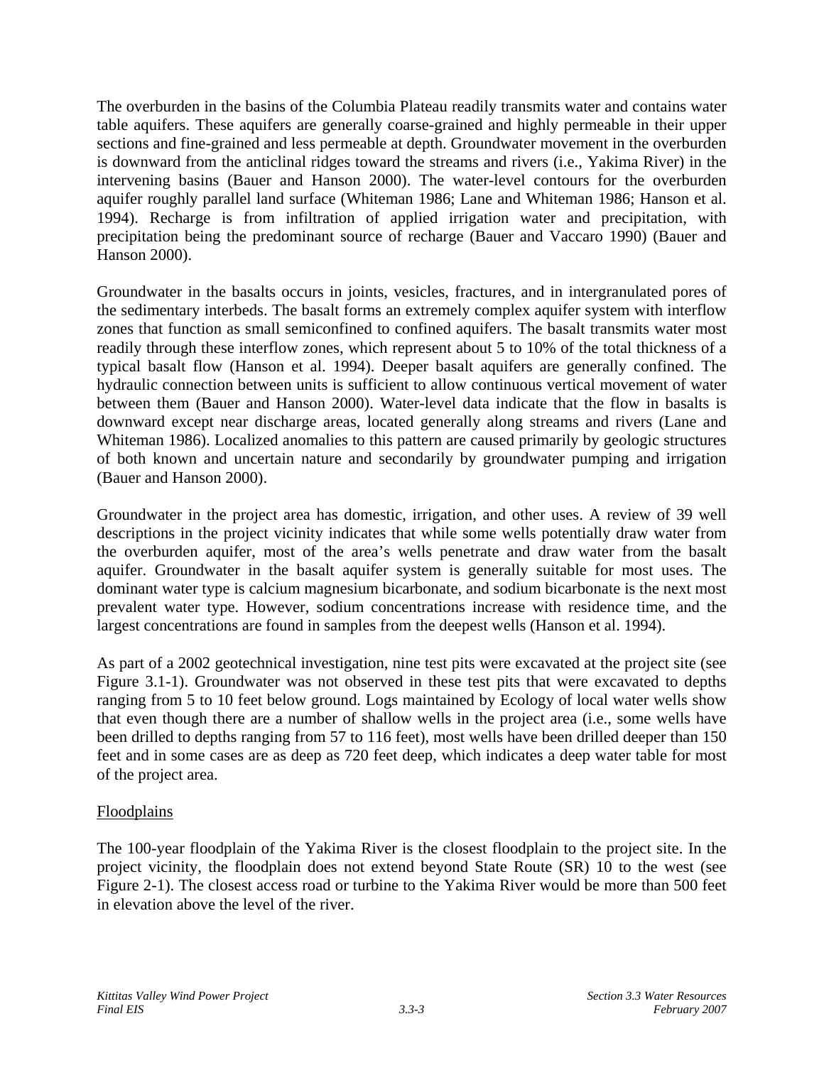The overburden in the basins of the Columbia Plateau readily transmits water and contains water table aquifers. These aquifers are generally coarse-grained and highly permeable in their upper sections and fine-grained and less permeable at depth. Groundwater movement in the overburden is downward from the anticlinal ridges toward the streams and rivers (i.e., Yakima River) in the intervening basins (Bauer and Hanson 2000). The water-level contours for the overburden aquifer roughly parallel land surface (Whiteman 1986; Lane and Whiteman 1986; Hanson et al. 1994). Recharge is from infiltration of applied irrigation water and precipitation, with precipitation being the predominant source of recharge (Bauer and Vaccaro 1990) (Bauer and Hanson 2000).

Groundwater in the basalts occurs in joints, vesicles, fractures, and in intergranulated pores of the sedimentary interbeds. The basalt forms an extremely complex aquifer system with interflow zones that function as small semiconfined to confined aquifers. The basalt transmits water most readily through these interflow zones, which represent about 5 to 10% of the total thickness of a typical basalt flow (Hanson et al. 1994). Deeper basalt aquifers are generally confined. The hydraulic connection between units is sufficient to allow continuous vertical movement of water between them (Bauer and Hanson 2000). Water-level data indicate that the flow in basalts is downward except near discharge areas, located generally along streams and rivers (Lane and Whiteman 1986). Localized anomalies to this pattern are caused primarily by geologic structures of both known and uncertain nature and secondarily by groundwater pumping and irrigation (Bauer and Hanson 2000).

Groundwater in the project area has domestic, irrigation, and other uses. A review of 39 well descriptions in the project vicinity indicates that while some wells potentially draw water from the overburden aquifer, most of the area's wells penetrate and draw water from the basalt aquifer. Groundwater in the basalt aquifer system is generally suitable for most uses. The dominant water type is calcium magnesium bicarbonate, and sodium bicarbonate is the next most prevalent water type. However, sodium concentrations increase with residence time, and the largest concentrations are found in samples from the deepest wells (Hanson et al. 1994).

As part of a 2002 geotechnical investigation, nine test pits were excavated at the project site (see Figure 3.1-1). Groundwater was not observed in these test pits that were excavated to depths ranging from 5 to 10 feet below ground. Logs maintained by Ecology of local water wells show that even though there are a number of shallow wells in the project area (i.e., some wells have been drilled to depths ranging from 57 to 116 feet), most wells have been drilled deeper than 150 feet and in some cases are as deep as 720 feet deep, which indicates a deep water table for most of the project area.

Floodplains

The 100-year floodplain of the Yakima River is the closest floodplain to the project site. In the project vicinity, the floodplain does not extend beyond State Route (SR) 10 to the west (see Figure 2-1). The closest access road or turbine to the Yakima River would be more than 500 feet in elevation above the level of the river.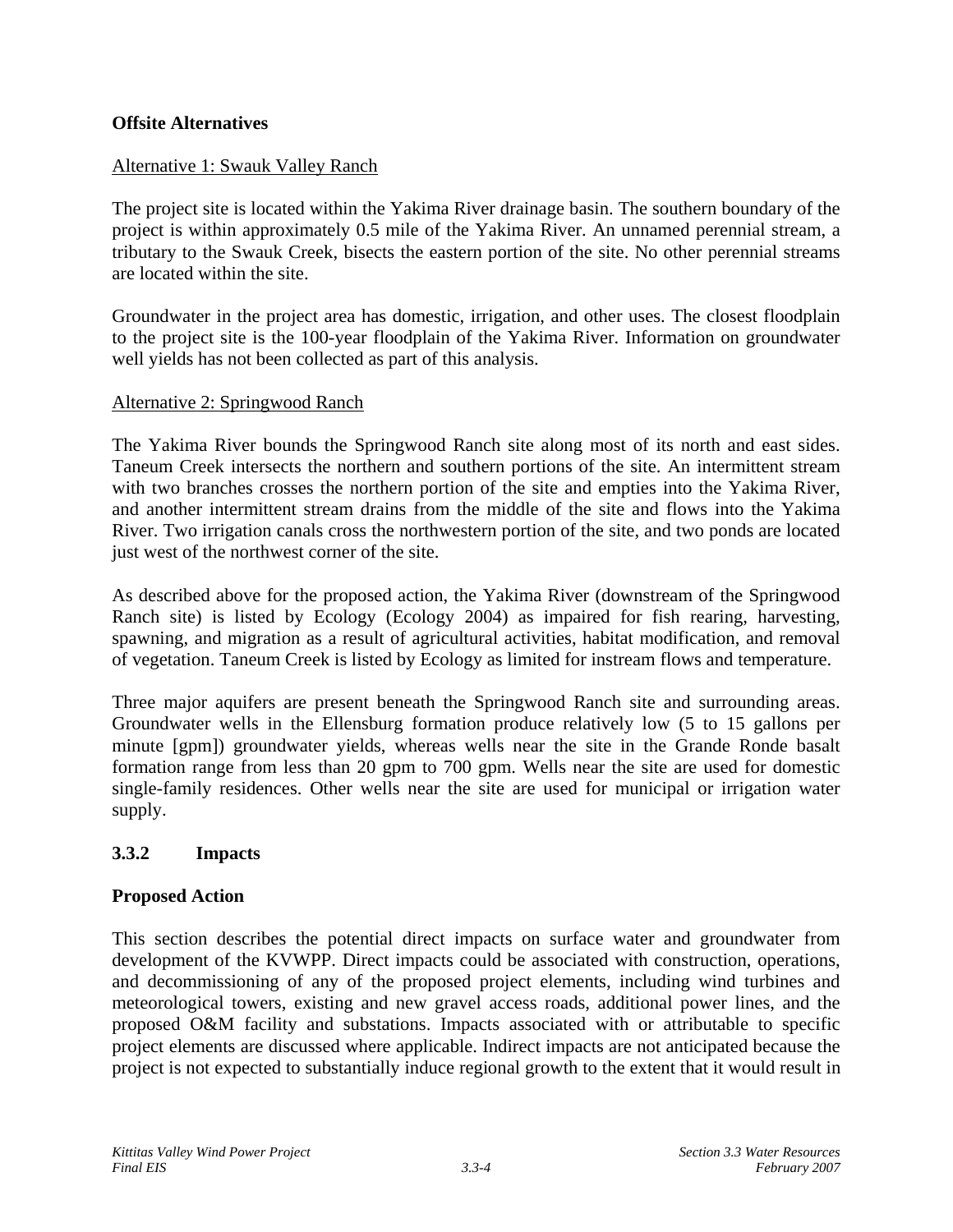**Offsite Alternatives**

Alternative 1: Swauk Valley Ranch

The project site is located within the Yakima River drainage basin. The southern boundary of the project is within approximately 0.5 mile of the Yakima River. An unnamed perennial stream, a tributary to the Swauk Creek, bisects the eastern portion of the site. No other perennial streams are located within the site.

Groundwater in the project area has domestic, irrigation, and other uses. The closest floodplain to the project site is the 100-year floodplain of the Yakima River. Information on groundwater well yields has not been collected as part of this analysis.

Alternative 2: Springwood Ranch

The Yakima River bounds the Springwood Ranch site along most of its north and east sides. Taneum Creek intersects the northern and southern portions of the site. An intermittent stream with two branches crosses the northern portion of the site and empties into the Yakima River, and another intermittent stream drains from the middle of the site and flows into the Yakima River. Two irrigation canals cross the northwestern portion of the site, and two ponds are located just west of the northwest corner of the site.

As described above for the proposed action, the Yakima River (downstream of the Springwood Ranch site) is listed by Ecology (Ecology 2004) as impaired for fish rearing, harvesting, spawning, and migration as a result of agricultural activities, habitat modification, and removal of vegetation. Taneum Creek is listed by Ecology as limited for instream flows and temperature.

Three major aquifers are present beneath the Springwood Ranch site and surrounding areas. Groundwater wells in the Ellensburg formation produce relatively low (5 to 15 gallons per minute [gpm]) groundwater yields, whereas wells near the site in the Grande Ronde basalt formation range from less than 20 gpm to 700 gpm. Wells near the site are used for domestic single-family residences. Other wells near the site are used for municipal or irrigation water supply.

### 3.3.2 Impacts

**Proposed Action**

This section describes the potential direct impacts on surface water and groundwater from development of the KVWPP. Direct impacts could be associated with construction, operations, and decommissioning of any of the proposed project elements, including wind turbines and meteorological towers, existing and new gravel access roads, additional power lines, and the proposed O&M facility and substations. Impacts associated with or attributable to specific project elements are discussed where applicable. Indirect impacts are not anticipated because the project is not expected to substantially induce regional growth to the extent that it would result in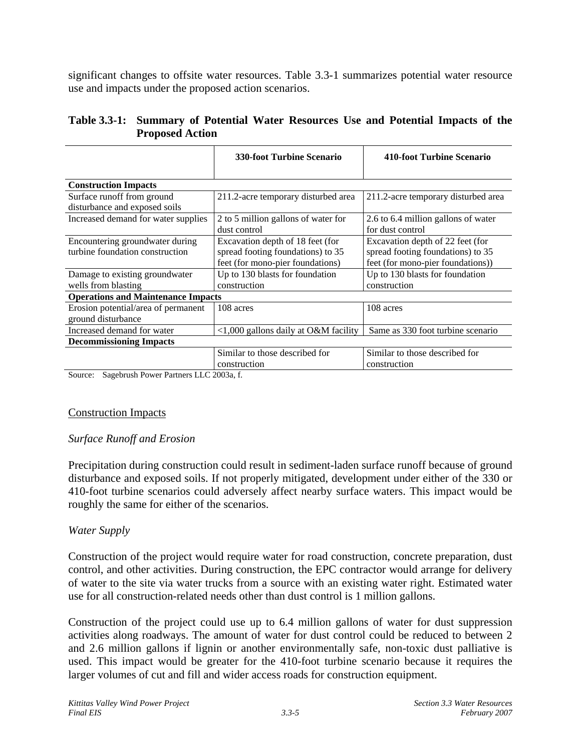significant changes to offsite water resources. Table 3.3-1 summarizes potential water resource use and impacts under the proposed action scenarios.

**Table 3.3-1: Summary of Potential Water Resources Use and Potential Impacts of the Proposed Action**

| | 330-foot Turbine Scenario | 410-foot Turbine Scenario |
|---|---|---|
| **Construction Impacts** | | |
| Surface runoff from ground disturbance and exposed soils | 211.2-acre temporary disturbed area | 211.2-acre temporary disturbed area |
| Increased demand for water supplies | 2 to 5 million gallons of water for dust control | 2.6 to 6.4 million gallons of water for dust control |
| Encountering groundwater during turbine foundation construction | Excavation depth of 18 feet (for spread footing foundations) to 35 feet (for mono-pier foundations) | Excavation depth of 22 feet (for spread footing foundations) to 35 feet (for mono-pier foundations)) |
| Damage to existing groundwater wells from blasting | Up to 130 blasts for foundation construction | Up to 130 blasts for foundation construction |
| **Operations and Maintenance Impacts** | | |
| Erosion potential/area of permanent ground disturbance | 108 acres | 108 acres |
| Increased demand for water | <1,000 gallons daily at O&M facility | Same as 330 foot turbine scenario |
| **Decommissioning Impacts** | | |
| | Similar to those described for construction | Similar to those described for construction |

Source: Sagebrush Power Partners LLC 2003a, f.

## Construction Impacts

### *Surface Runoff and Erosion*

Precipitation during construction could result in sediment-laden surface runoff because of ground disturbance and exposed soils. If not properly mitigated, development under either of the 330 or 410-foot turbine scenarios could adversely affect nearby surface waters. This impact would be roughly the same for either of the scenarios.

### *Water Supply*

Construction of the project would require water for road construction, concrete preparation, dust control, and other activities. During construction, the EPC contractor would arrange for delivery of water to the site via water trucks from a source with an existing water right. Estimated water use for all construction-related needs other than dust control is 1 million gallons.

Construction of the project could use up to 6.4 million gallons of water for dust suppression activities along roadways. The amount of water for dust control could be reduced to between 2 and 2.6 million gallons if lignin or another environmentally safe, non-toxic dust palliative is used. This impact would be greater for the 410-foot turbine scenario because it requires the larger volumes of cut and fill and wider access roads for construction equipment.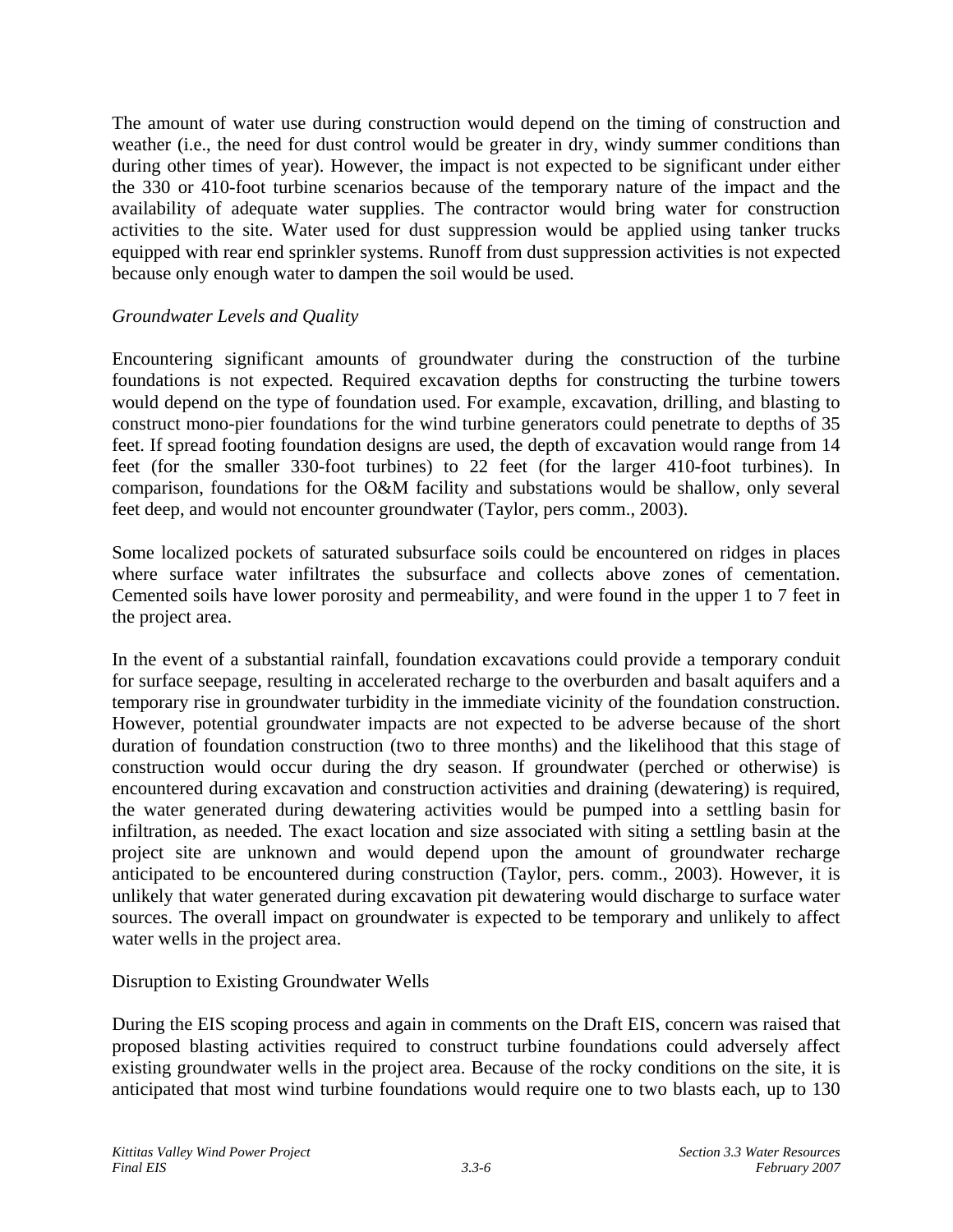The amount of water use during construction would depend on the timing of construction and weather (i.e., the need for dust control would be greater in dry, windy summer conditions than during other times of year). However, the impact is not expected to be significant under either the 330 or 410-foot turbine scenarios because of the temporary nature of the impact and the availability of adequate water supplies. The contractor would bring water for construction activities to the site. Water used for dust suppression would be applied using tanker trucks equipped with rear end sprinkler systems. Runoff from dust suppression activities is not expected because only enough water to dampen the soil would be used.

*Groundwater Levels and Quality*

Encountering significant amounts of groundwater during the construction of the turbine foundations is not expected. Required excavation depths for constructing the turbine towers would depend on the type of foundation used. For example, excavation, drilling, and blasting to construct mono-pier foundations for the wind turbine generators could penetrate to depths of 35 feet. If spread footing foundation designs are used, the depth of excavation would range from 14 feet (for the smaller 330-foot turbines) to 22 feet (for the larger 410-foot turbines). In comparison, foundations for the O&M facility and substations would be shallow, only several feet deep, and would not encounter groundwater (Taylor, pers comm., 2003).

Some localized pockets of saturated subsurface soils could be encountered on ridges in places where surface water infiltrates the subsurface and collects above zones of cementation. Cemented soils have lower porosity and permeability, and were found in the upper 1 to 7 feet in the project area.

In the event of a substantial rainfall, foundation excavations could provide a temporary conduit for surface seepage, resulting in accelerated recharge to the overburden and basalt aquifers and a temporary rise in groundwater turbidity in the immediate vicinity of the foundation construction. However, potential groundwater impacts are not expected to be adverse because of the short duration of foundation construction (two to three months) and the likelihood that this stage of construction would occur during the dry season. If groundwater (perched or otherwise) is encountered during excavation and construction activities and draining (dewatering) is required, the water generated during dewatering activities would be pumped into a settling basin for infiltration, as needed. The exact location and size associated with siting a settling basin at the project site are unknown and would depend upon the amount of groundwater recharge anticipated to be encountered during construction (Taylor, pers. comm., 2003). However, it is unlikely that water generated during excavation pit dewatering would discharge to surface water sources. The overall impact on groundwater is expected to be temporary and unlikely to affect water wells in the project area.

Disruption to Existing Groundwater Wells

During the EIS scoping process and again in comments on the Draft EIS, concern was raised that proposed blasting activities required to construct turbine foundations could adversely affect existing groundwater wells in the project area. Because of the rocky conditions on the site, it is anticipated that most wind turbine foundations would require one to two blasts each, up to 130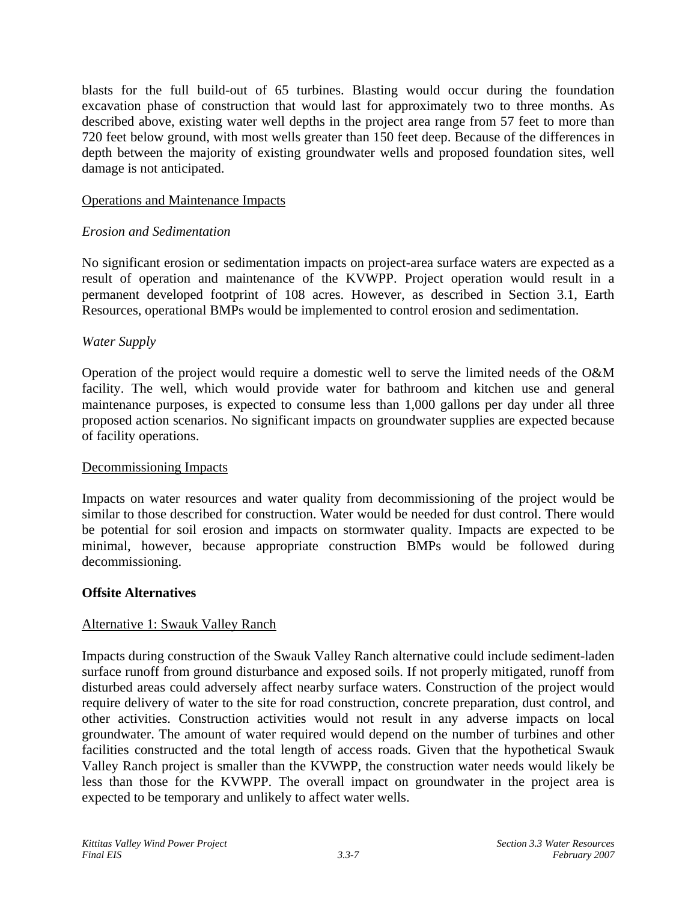blasts for the full build-out of 65 turbines. Blasting would occur during the foundation excavation phase of construction that would last for approximately two to three months. As described above, existing water well depths in the project area range from 57 feet to more than 720 feet below ground, with most wells greater than 150 feet deep. Because of the differences in depth between the majority of existing groundwater wells and proposed foundation sites, well damage is not anticipated.

#### Operations and Maintenance Impacts

*Erosion and Sedimentation*

No significant erosion or sedimentation impacts on project-area surface waters are expected as a result of operation and maintenance of the KVWPP. Project operation would result in a permanent developed footprint of 108 acres. However, as described in Section 3.1, Earth Resources, operational BMPs would be implemented to control erosion and sedimentation.

*Water Supply*

Operation of the project would require a domestic well to serve the limited needs of the O&M facility. The well, which would provide water for bathroom and kitchen use and general maintenance purposes, is expected to consume less than 1,000 gallons per day under all three proposed action scenarios. No significant impacts on groundwater supplies are expected because of facility operations.

#### Decommissioning Impacts

Impacts on water resources and water quality from decommissioning of the project would be similar to those described for construction. Water would be needed for dust control. There would be potential for soil erosion and impacts on stormwater quality. Impacts are expected to be minimal, however, because appropriate construction BMPs would be followed during decommissioning.

### Offsite Alternatives

#### Alternative 1: Swauk Valley Ranch

Impacts during construction of the Swauk Valley Ranch alternative could include sediment-laden surface runoff from ground disturbance and exposed soils. If not properly mitigated, runoff from disturbed areas could adversely affect nearby surface waters. Construction of the project would require delivery of water to the site for road construction, concrete preparation, dust control, and other activities. Construction activities would not result in any adverse impacts on local groundwater. The amount of water required would depend on the number of turbines and other facilities constructed and the total length of access roads. Given that the hypothetical Swauk Valley Ranch project is smaller than the KVWPP, the construction water needs would likely be less than those for the KVWPP. The overall impact on groundwater in the project area is expected to be temporary and unlikely to affect water wells.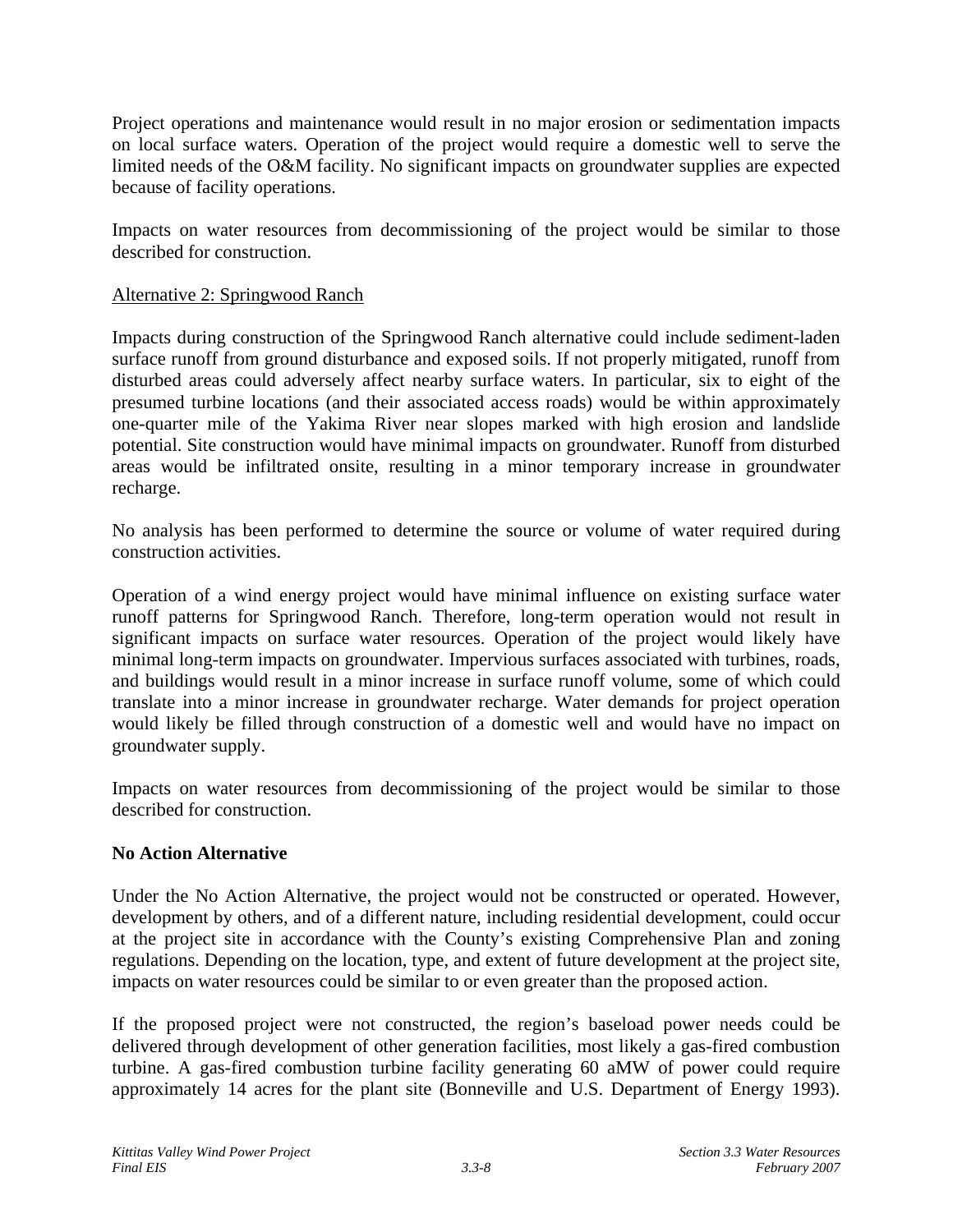Project operations and maintenance would result in no major erosion or sedimentation impacts on local surface waters. Operation of the project would require a domestic well to serve the limited needs of the O&M facility. No significant impacts on groundwater supplies are expected because of facility operations.

Impacts on water resources from decommissioning of the project would be similar to those described for construction.

Alternative 2: Springwood Ranch

Impacts during construction of the Springwood Ranch alternative could include sediment-laden surface runoff from ground disturbance and exposed soils. If not properly mitigated, runoff from disturbed areas could adversely affect nearby surface waters. In particular, six to eight of the presumed turbine locations (and their associated access roads) would be within approximately one-quarter mile of the Yakima River near slopes marked with high erosion and landslide potential. Site construction would have minimal impacts on groundwater. Runoff from disturbed areas would be infiltrated onsite, resulting in a minor temporary increase in groundwater recharge.

No analysis has been performed to determine the source or volume of water required during construction activities.

Operation of a wind energy project would have minimal influence on existing surface water runoff patterns for Springwood Ranch. Therefore, long-term operation would not result in significant impacts on surface water resources. Operation of the project would likely have minimal long-term impacts on groundwater. Impervious surfaces associated with turbines, roads, and buildings would result in a minor increase in surface runoff volume, some of which could translate into a minor increase in groundwater recharge. Water demands for project operation would likely be filled through construction of a domestic well and would have no impact on groundwater supply.

Impacts on water resources from decommissioning of the project would be similar to those described for construction.

**No Action Alternative**

Under the No Action Alternative, the project would not be constructed or operated. However, development by others, and of a different nature, including residential development, could occur at the project site in accordance with the County's existing Comprehensive Plan and zoning regulations. Depending on the location, type, and extent of future development at the project site, impacts on water resources could be similar to or even greater than the proposed action.

If the proposed project were not constructed, the region's baseload power needs could be delivered through development of other generation facilities, most likely a gas-fired combustion turbine. A gas-fired combustion turbine facility generating 60 aMW of power could require approximately 14 acres for the plant site (Bonneville and U.S. Department of Energy 1993).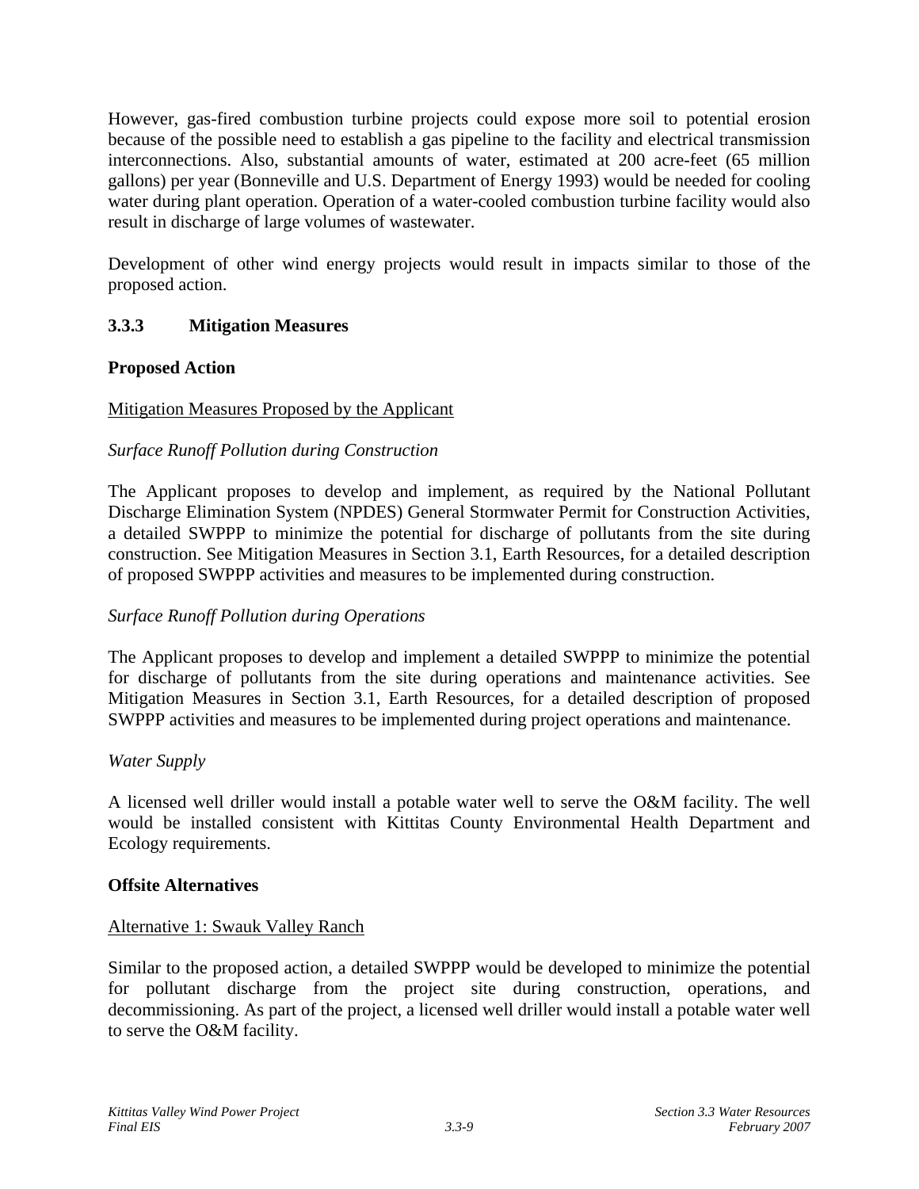However, gas-fired combustion turbine projects could expose more soil to potential erosion because of the possible need to establish a gas pipeline to the facility and electrical transmission interconnections. Also, substantial amounts of water, estimated at 200 acre-feet (65 million gallons) per year (Bonneville and U.S. Department of Energy 1993) would be needed for cooling water during plant operation. Operation of a water-cooled combustion turbine facility would also result in discharge of large volumes of wastewater.

Development of other wind energy projects would result in impacts similar to those of the proposed action.

### 3.3.3 Mitigation Measures

**Proposed Action**

Mitigation Measures Proposed by the Applicant

*Surface Runoff Pollution during Construction*

The Applicant proposes to develop and implement, as required by the National Pollutant Discharge Elimination System (NPDES) General Stormwater Permit for Construction Activities, a detailed SWPPP to minimize the potential for discharge of pollutants from the site during construction. See Mitigation Measures in Section 3.1, Earth Resources, for a detailed description of proposed SWPPP activities and measures to be implemented during construction.

*Surface Runoff Pollution during Operations*

The Applicant proposes to develop and implement a detailed SWPPP to minimize the potential for discharge of pollutants from the site during operations and maintenance activities. See Mitigation Measures in Section 3.1, Earth Resources, for a detailed description of proposed SWPPP activities and measures to be implemented during project operations and maintenance.

*Water Supply*

A licensed well driller would install a potable water well to serve the O&M facility. The well would be installed consistent with Kittitas County Environmental Health Department and Ecology requirements.

**Offsite Alternatives**

Alternative 1: Swauk Valley Ranch

Similar to the proposed action, a detailed SWPPP would be developed to minimize the potential for pollutant discharge from the project site during construction, operations, and decommissioning. As part of the project, a licensed well driller would install a potable water well to serve the O&M facility.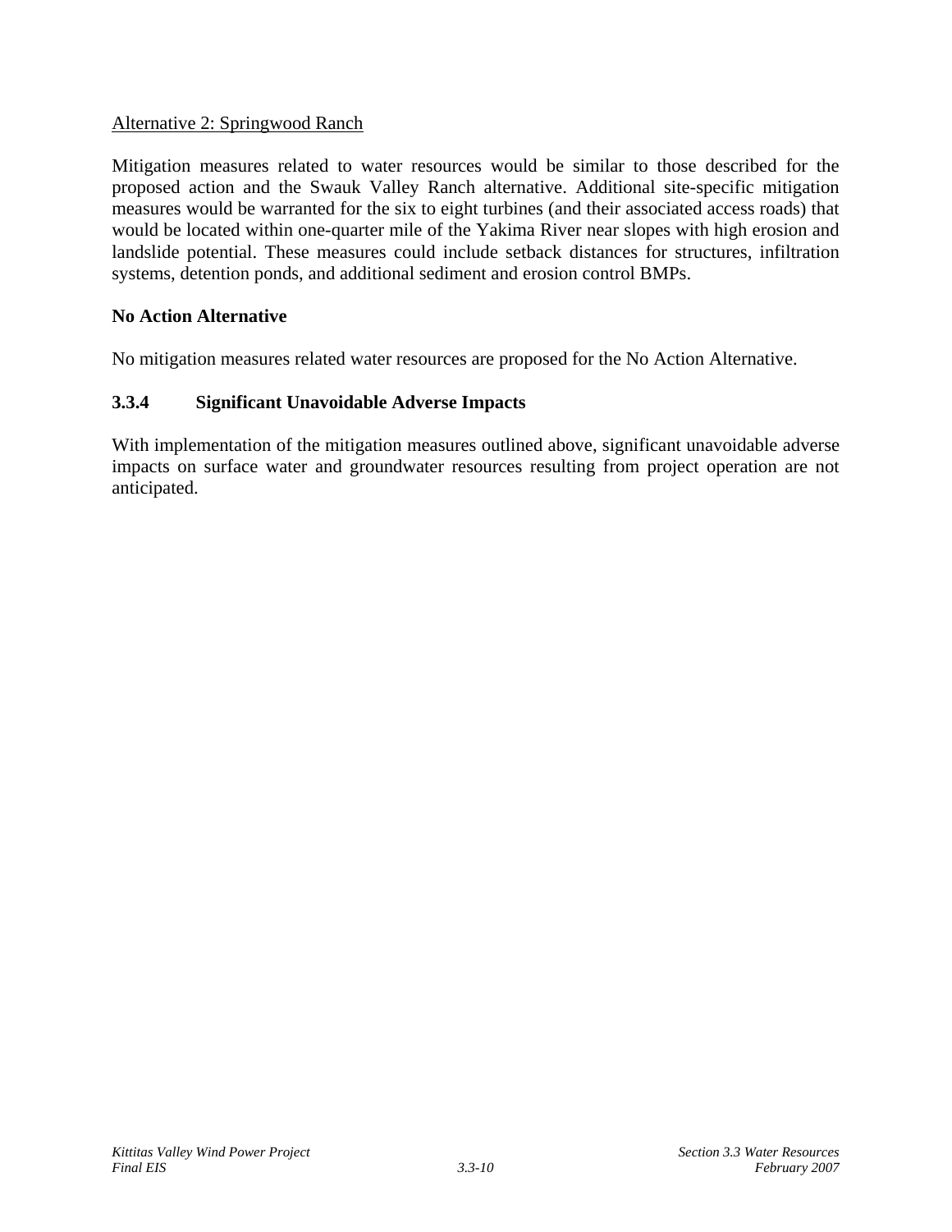Alternative 2: Springwood Ranch

Mitigation measures related to water resources would be similar to those described for the proposed action and the Swauk Valley Ranch alternative. Additional site-specific mitigation measures would be warranted for the six to eight turbines (and their associated access roads) that would be located within one-quarter mile of the Yakima River near slopes with high erosion and landslide potential. These measures could include setback distances for structures, infiltration systems, detention ponds, and additional sediment and erosion control BMPs.

**No Action Alternative**

No mitigation measures related water resources are proposed for the No Action Alternative.

### 3.3.4 Significant Unavoidable Adverse Impacts

With implementation of the mitigation measures outlined above, significant unavoidable adverse impacts on surface water and groundwater resources resulting from project operation are not anticipated.